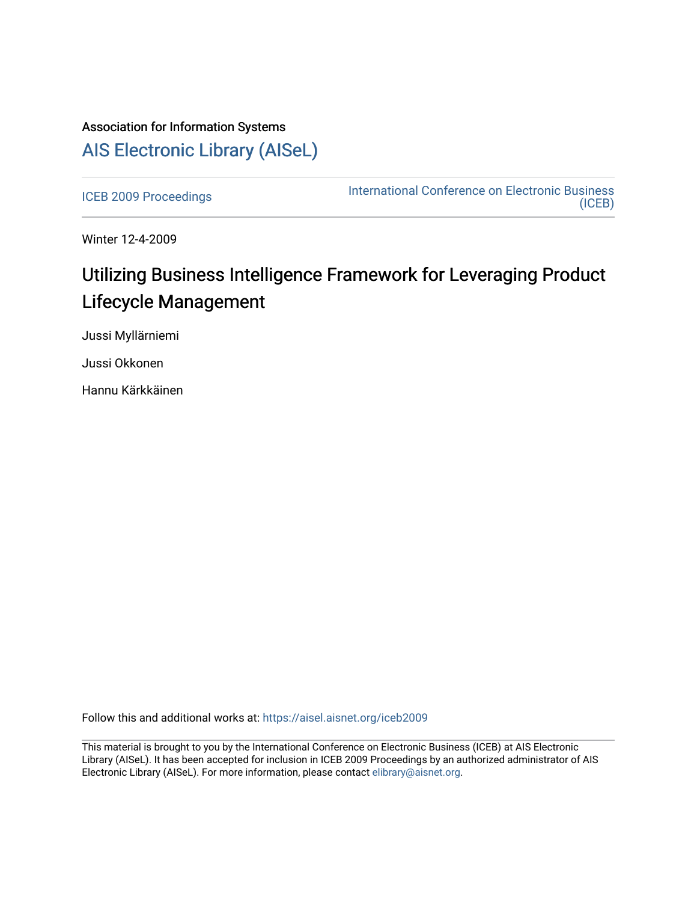Association for Information Systems

# AIS Electronic Library (AISeL)

ICEB 2009 Proceedings

International Conference on Electronic Business (ICEB)

Winter 12-4-2009

## Utilizing Business Intelligence Framework for Leveraging Product Lifecycle Management

Jussi Myllärniemi

Jussi Okkonen

Hannu Kärkkäinen

Follow this and additional works at: https://aisel.aisnet.org/iceb2009

This material is brought to you by the International Conference on Electronic Business (ICEB) at AIS Electronic Library (AISeL). It has been accepted for inclusion in ICEB 2009 Proceedings by an authorized administrator of AIS Electronic Library (AISeL). For more information, please contact elibrary@aisnet.org.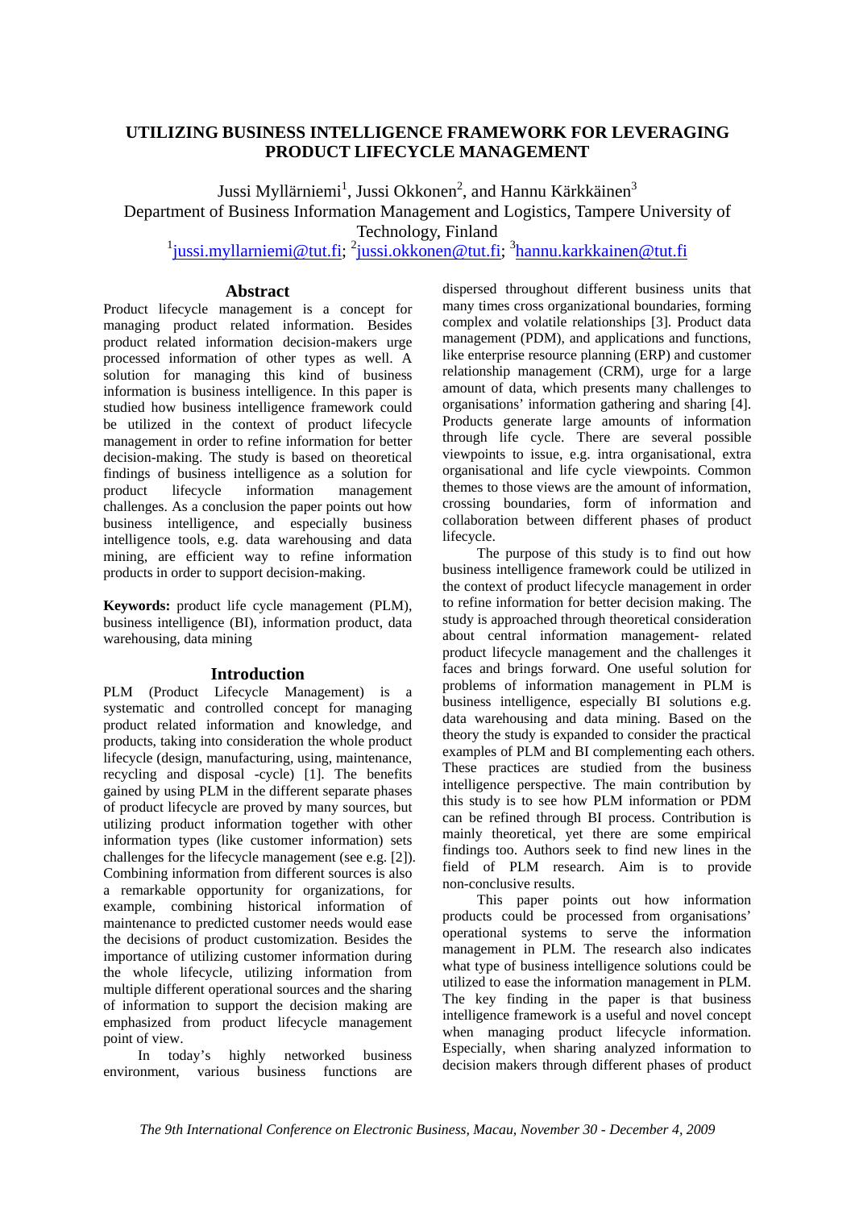# UTILIZING BUSINESS INTELLIGENCE FRAMEWORK FOR LEVERAGING PRODUCT LIFECYCLE MANAGEMENT

Jussi Myllärniemi[1], Jussi Okkonen[2], and Hannu Kärkkäinen[3]

Department of Business Information Management and Logistics, Tampere University of Technology, Finland

[1]jussi.myllarniemi@tut.fi; [2]jussi.okkonen@tut.fi; [3]hannu.karkkainen@tut.fi

## Abstract

Product lifecycle management is a concept for managing product related information. Besides product related information decision-makers urge processed information of other types as well. A solution for managing this kind of business information is business intelligence. In this paper is studied how business intelligence framework could be utilized in the context of product lifecycle management in order to refine information for better decision-making. The study is based on theoretical findings of business intelligence as a solution for product lifecycle information management challenges. As a conclusion the paper points out how business intelligence, and especially business intelligence tools, e.g. data warehousing and data mining, are efficient way to refine information products in order to support decision-making.

**Keywords:** product life cycle management (PLM), business intelligence (BI), information product, data warehousing, data mining

## Introduction

PLM (Product Lifecycle Management) is a systematic and controlled concept for managing product related information and knowledge, and products, taking into consideration the whole product lifecycle (design, manufacturing, using, maintenance, recycling and disposal -cycle) [1]. The benefits gained by using PLM in the different separate phases of product lifecycle are proved by many sources, but utilizing product information together with other information types (like customer information) sets challenges for the lifecycle management (see e.g. [2]). Combining information from different sources is also a remarkable opportunity for organizations, for example, combining historical information of maintenance to predicted customer needs would ease the decisions of product customization. Besides the importance of utilizing customer information during the whole lifecycle, utilizing information from multiple different operational sources and the sharing of information to support the decision making are emphasized from product lifecycle management point of view.

In today's highly networked business environment, various business functions are dispersed throughout different business units that many times cross organizational boundaries, forming complex and volatile relationships [3]. Product data management (PDM), and applications and functions, like enterprise resource planning (ERP) and customer relationship management (CRM), urge for a large amount of data, which presents many challenges to organisations' information gathering and sharing [4]. Products generate large amounts of information through life cycle. There are several possible viewpoints to issue, e.g. intra organisational, extra organisational and life cycle viewpoints. Common themes to those views are the amount of information, crossing boundaries, form of information and collaboration between different phases of product lifecycle.

The purpose of this study is to find out how business intelligence framework could be utilized in the context of product lifecycle management in order to refine information for better decision making. The study is approached through theoretical consideration about central information management- related product lifecycle management and the challenges it faces and brings forward. One useful solution for problems of information management in PLM is business intelligence, especially BI solutions e.g. data warehousing and data mining. Based on the theory the study is expanded to consider the practical examples of PLM and BI complementing each others. These practices are studied from the business intelligence perspective. The main contribution by this study is to see how PLM information or PDM can be refined through BI process. Contribution is mainly theoretical, yet there are some empirical findings too. Authors seek to find new lines in the field of PLM research. Aim is to provide non-conclusive results.

This paper points out how information products could be processed from organisations' operational systems to serve the information management in PLM. The research also indicates what type of business intelligence solutions could be utilized to ease the information management in PLM. The key finding in the paper is that business intelligence framework is a useful and novel concept when managing product lifecycle information. Especially, when sharing analyzed information to decision makers through different phases of product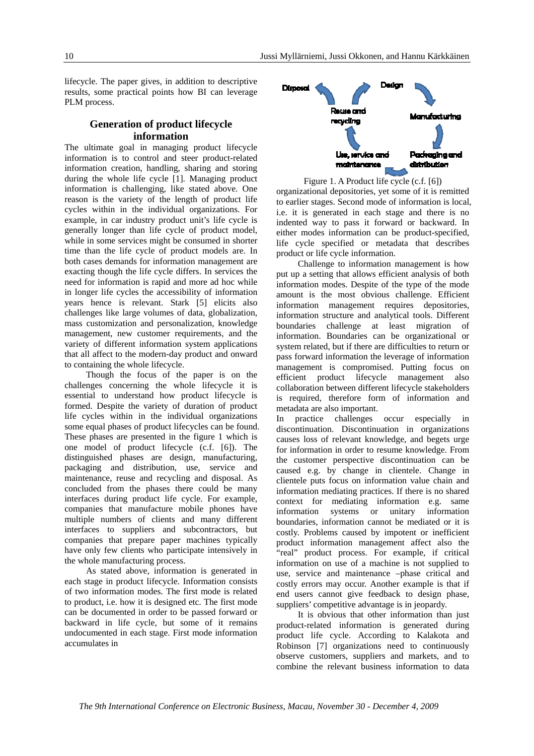lifecycle. The paper gives, in addition to descriptive results, some practical points how BI can leverage PLM process.

## Generation of product lifecycle information

The ultimate goal in managing product lifecycle information is to control and steer product-related information creation, handling, sharing and storing during the whole life cycle [1]. Managing product information is challenging, like stated above. One reason is the variety of the length of product life cycles within in the individual organizations. For example, in car industry product unit's life cycle is generally longer than life cycle of product model, while in some services might be consumed in shorter time than the life cycle of product models are. In both cases demands for information management are exacting though the life cycle differs. In services the need for information is rapid and more ad hoc while in longer life cycles the accessibility of information years hence is relevant. Stark [5] elicits also challenges like large volumes of data, globalization, mass customization and personalization, knowledge management, new customer requirements, and the variety of different information system applications that all affect to the modern-day product and onward to containing the whole lifecycle.

Though the focus of the paper is on the challenges concerning the whole lifecycle it is essential to understand how product lifecycle is formed. Despite the variety of duration of product life cycles within in the individual organizations some equal phases of product lifecycles can be found. These phases are presented in the figure 1 which is one model of product lifecycle (c.f. [6]). The distinguished phases are design, manufacturing, packaging and distribution, use, service and maintenance, reuse and recycling and disposal. As concluded from the phases there could be many interfaces during product life cycle. For example, companies that manufacture mobile phones have multiple numbers of clients and many different interfaces to suppliers and subcontractors, but companies that prepare paper machines typically have only few clients who participate intensively in the whole manufacturing process.

As stated above, information is generated in each stage in product lifecycle. Information consists of two information modes. The first mode is related to product, i.e. how it is designed etc. The first mode can be documented in order to be passed forward or backward in life cycle, but some of it remains undocumented in each stage. First mode information accumulates in organizational depositories, yet some of it is remitted to earlier stages. Second mode of information is local, i.e. it is generated in each stage and there is no indented way to pass it forward or backward. In either modes information can be product-specified, life cycle specified or metadata that describes product or life cycle information.

Disposal, Design, Reuse and recycling, Manufacturing, Use, service and maintenance, Packaging and distribution

Figure 1. A Product life cycle (c.f. [6])

Challenge to information management is how put up a setting that allows efficient analysis of both information modes. Despite of the type of the mode amount is the most obvious challenge. Efficient information management requires depositories, information structure and analytical tools. Different boundaries challenge at least migration of information. Boundaries can be organizational or system related, but if there are difficulties to return or pass forward information the leverage of information management is compromised. Putting focus on efficient product lifecycle management also collaboration between different lifecycle stakeholders is required, therefore form of information and metadata are also important.

In practice challenges occur especially in discontinuation. Discontinuation in organizations causes loss of relevant knowledge, and begets urge for information in order to resume knowledge. From the customer perspective discontinuation can be caused e.g. by change in clientele. Change in clientele puts focus on information value chain and information mediating practices. If there is no shared context for mediating information e.g. same information systems or unitary information boundaries, information cannot be mediated or it is costly. Problems caused by impotent or inefficient product information management affect also the "real" product process. For example, if critical information on use of a machine is not supplied to use, service and maintenance –phase critical and costly errors may occur. Another example is that if end users cannot give feedback to design phase, suppliers' competitive advantage is in jeopardy.

It is obvious that other information than just product-related information is generated during product life cycle. According to Kalakota and Robinson [7] organizations need to continuously observe customers, suppliers and markets, and to combine the relevant business information to data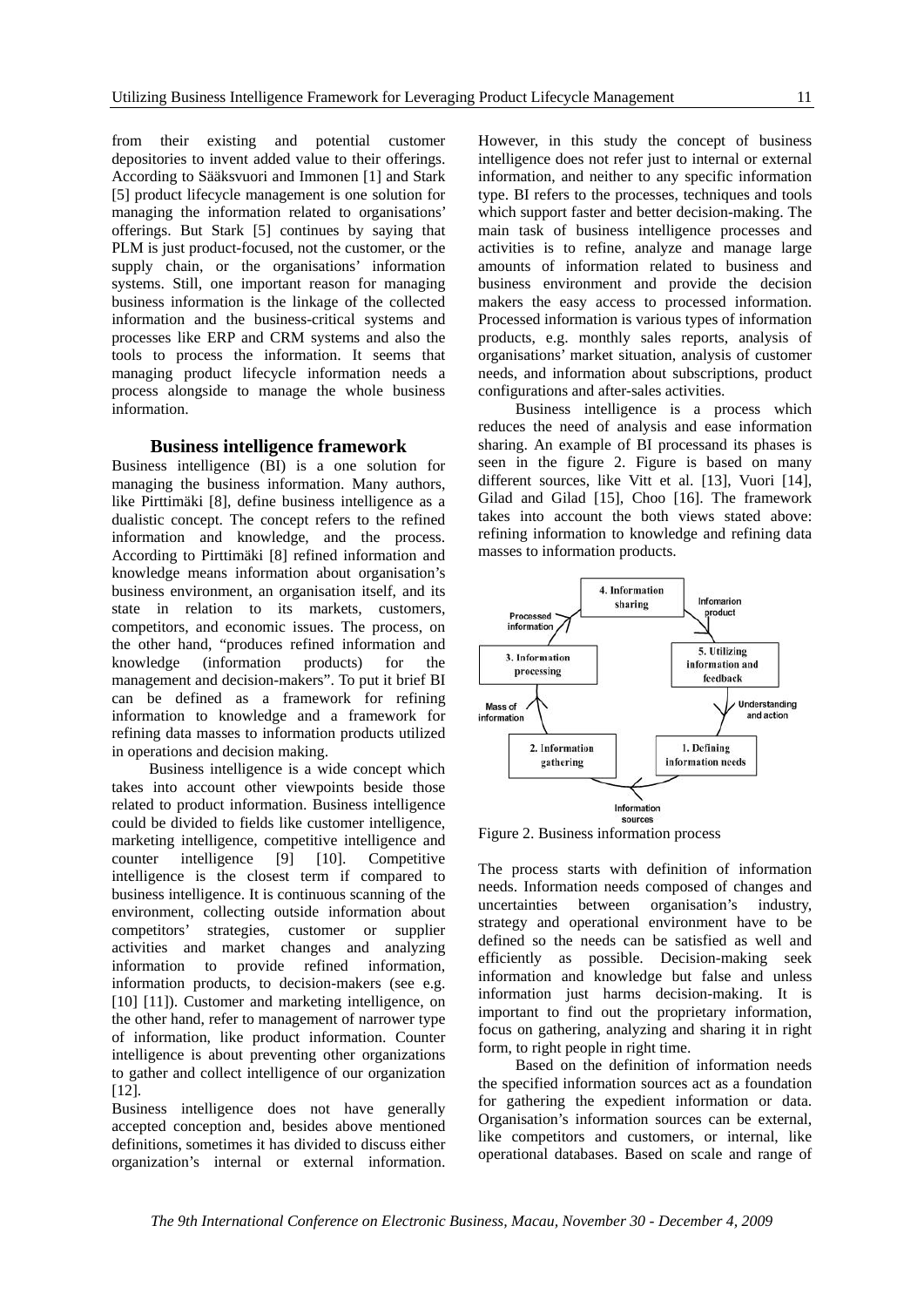from their existing and potential customer depositories to invent added value to their offerings. According to Sääksvuori and Immonen [1] and Stark [5] product lifecycle management is one solution for managing the information related to organisations' offerings. But Stark [5] continues by saying that PLM is just product-focused, not the customer, or the supply chain, or the organisations' information systems. Still, one important reason for managing business information is the linkage of the collected information and the business-critical systems and processes like ERP and CRM systems and also the tools to process the information. It seems that managing product lifecycle information needs a process alongside to manage the whole business information.

## Business intelligence framework

Business intelligence (BI) is a one solution for managing the business information. Many authors, like Pirttimäki [8], define business intelligence as a dualistic concept. The concept refers to the refined information and knowledge, and the process. According to Pirttimäki [8] refined information and knowledge means information about organisation's business environment, an organisation itself, and its state in relation to its markets, customers, competitors, and economic issues. The process, on the other hand, "produces refined information and knowledge (information products) for the management and decision-makers". To put it brief BI can be defined as a framework for refining information to knowledge and a framework for refining data masses to information products utilized in operations and decision making.

Business intelligence is a wide concept which takes into account other viewpoints beside those related to product information. Business intelligence could be divided to fields like customer intelligence, marketing intelligence, competitive intelligence and counter intelligence [9] [10]. Competitive intelligence is the closest term if compared to business intelligence. It is continuous scanning of the environment, collecting outside information about competitors' strategies, customer or supplier activities and market changes and analyzing information to provide refined information, information products, to decision-makers (see e.g. [10] [11]). Customer and marketing intelligence, on the other hand, refer to management of narrower type of information, like product information. Counter intelligence is about preventing other organizations to gather and collect intelligence of our organization [12].

Business intelligence does not have generally accepted conception and, besides above mentioned definitions, sometimes it has divided to discuss either organization's internal or external information. However, in this study the concept of business intelligence does not refer just to internal or external information, and neither to any specific information type. BI refers to the processes, techniques and tools which support faster and better decision-making. The main task of business intelligence processes and activities is to refine, analyze and manage large amounts of information related to business and business environment and provide the decision makers the easy access to processed information. Processed information is various types of information products, e.g. monthly sales reports, analysis of organisations' market situation, analysis of customer needs, and information about subscriptions, product configurations and after-sales activities.

Business intelligence is a process which reduces the need of analysis and ease information sharing. An example of BI processand its phases is seen in the figure 2. Figure is based on many different sources, like Vitt et al. [13], Vuori [14], Gilad and Gilad [15], Choo [16]. The framework takes into account the both views stated above: refining information to knowledge and refining data masses to information products.

Figure 2. Business information process

The process starts with definition of information needs. Information needs composed of changes and uncertainties between organisation's industry, strategy and operational environment have to be defined so the needs can be satisfied as well and efficiently as possible. Decision-making seek information and knowledge but false and unless information just harms decision-making. It is important to find out the proprietary information, focus on gathering, analyzing and sharing it in right form, to right people in right time.

Based on the definition of information needs the specified information sources act as a foundation for gathering the expedient information or data. Organisation's information sources can be external, like competitors and customers, or internal, like operational databases. Based on scale and range of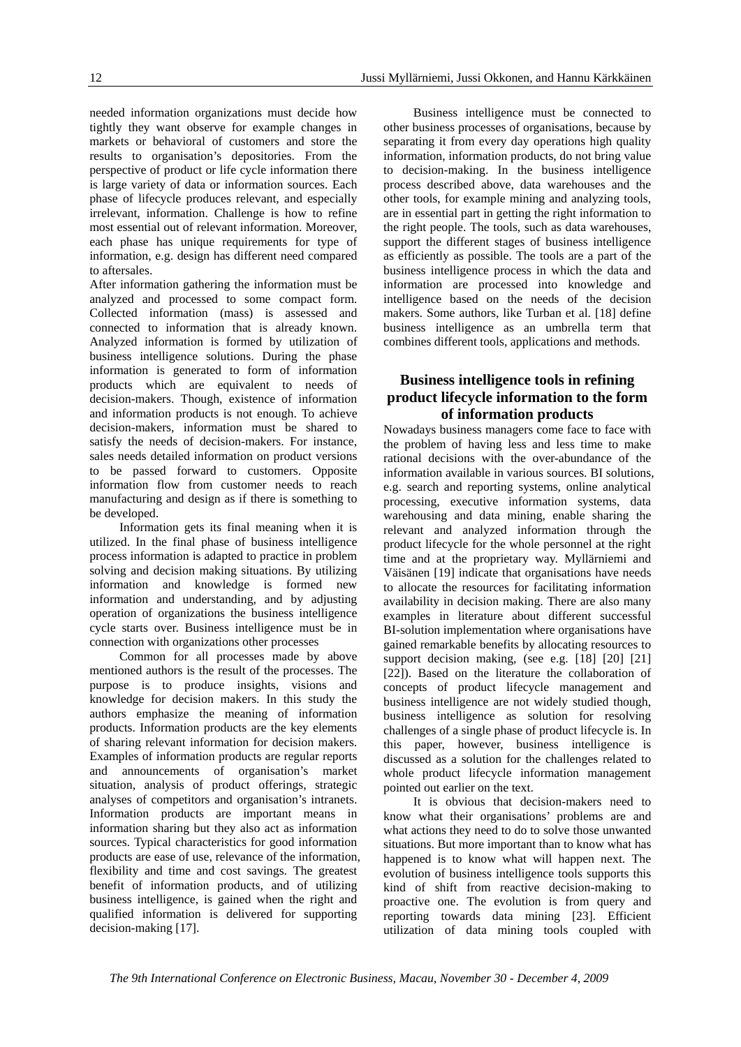needed information organizations must decide how tightly they want observe for example changes in markets or behavioral of customers and store the results to organisation's depositories. From the perspective of product or life cycle information there is large variety of data or information sources. Each phase of lifecycle produces relevant, and especially irrelevant, information. Challenge is how to refine most essential out of relevant information. Moreover, each phase has unique requirements for type of information, e.g. design has different need compared to aftersales.

After information gathering the information must be analyzed and processed to some compact form. Collected information (mass) is assessed and connected to information that is already known. Analyzed information is formed by utilization of business intelligence solutions. During the phase information is generated to form of information products which are equivalent to needs of decision-makers. Though, existence of information and information products is not enough. To achieve decision-makers, information must be shared to satisfy the needs of decision-makers. For instance, sales needs detailed information on product versions to be passed forward to customers. Opposite information flow from customer needs to reach manufacturing and design as if there is something to be developed.

Information gets its final meaning when it is utilized. In the final phase of business intelligence process information is adapted to practice in problem solving and decision making situations. By utilizing information and knowledge is formed new information and understanding, and by adjusting operation of organizations the business intelligence cycle starts over. Business intelligence must be in connection with organizations other processes

Common for all processes made by above mentioned authors is the result of the processes. The purpose is to produce insights, visions and knowledge for decision makers. In this study the authors emphasize the meaning of information products. Information products are the key elements of sharing relevant information for decision makers. Examples of information products are regular reports and announcements of organisation's market situation, analysis of product offerings, strategic analyses of competitors and organisation's intranets. Information products are important means in information sharing but they also act as information sources. Typical characteristics for good information products are ease of use, relevance of the information, flexibility and time and cost savings. The greatest benefit of information products, and of utilizing business intelligence, is gained when the right and qualified information is delivered for supporting decision-making [17].

Business intelligence must be connected to other business processes of organisations, because by separating it from every day operations high quality information, information products, do not bring value to decision-making. In the business intelligence process described above, data warehouses and the other tools, for example mining and analyzing tools, are in essential part in getting the right information to the right people. The tools, such as data warehouses, support the different stages of business intelligence as efficiently as possible. The tools are a part of the business intelligence process in which the data and information are processed into knowledge and intelligence based on the needs of the decision makers. Some authors, like Turban et al. [18] define business intelligence as an umbrella term that combines different tools, applications and methods.

## Business intelligence tools in refining product lifecycle information to the form of information products

Nowadays business managers come face to face with the problem of having less and less time to make rational decisions with the over-abundance of the information available in various sources. BI solutions, e.g. search and reporting systems, online analytical processing, executive information systems, data warehousing and data mining, enable sharing the relevant and analyzed information through the product lifecycle for the whole personnel at the right time and at the proprietary way. Myllärniemi and Väisänen [19] indicate that organisations have needs to allocate the resources for facilitating information availability in decision making. There are also many examples in literature about different successful BI-solution implementation where organisations have gained remarkable benefits by allocating resources to support decision making, (see e.g. [18] [20] [21] [22]). Based on the literature the collaboration of concepts of product lifecycle management and business intelligence are not widely studied though, business intelligence as solution for resolving challenges of a single phase of product lifecycle is. In this paper, however, business intelligence is discussed as a solution for the challenges related to whole product lifecycle information management pointed out earlier on the text.

It is obvious that decision-makers need to know what their organisations' problems are and what actions they need to do to solve those unwanted situations. But more important than to know what has happened is to know what will happen next. The evolution of business intelligence tools supports this kind of shift from reactive decision-making to proactive one. The evolution is from query and reporting towards data mining [23]. Efficient utilization of data mining tools coupled with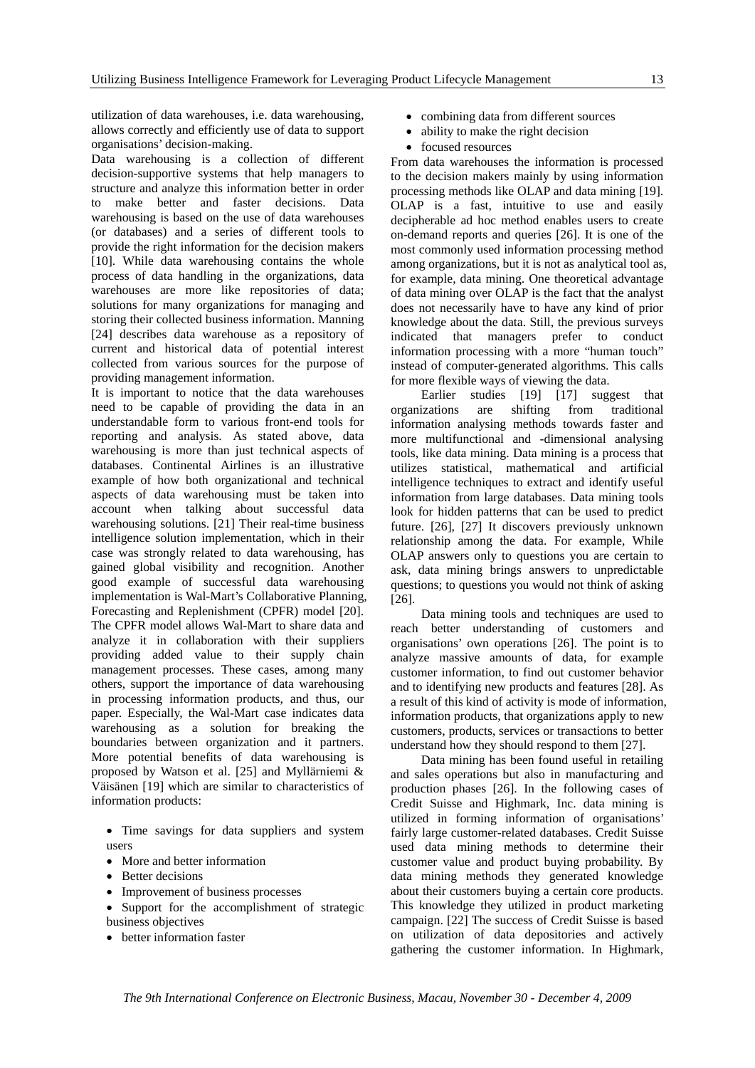utilization of data warehouses, i.e. data warehousing, allows correctly and efficiently use of data to support organisations' decision-making.

Data warehousing is a collection of different decision-supportive systems that help managers to structure and analyze this information better in order to make better and faster decisions. Data warehousing is based on the use of data warehouses (or databases) and a series of different tools to provide the right information for the decision makers [10]. While data warehousing contains the whole process of data handling in the organizations, data warehouses are more like repositories of data; solutions for many organizations for managing and storing their collected business information. Manning [24] describes data warehouse as a repository of current and historical data of potential interest collected from various sources for the purpose of providing management information.

It is important to notice that the data warehouses need to be capable of providing the data in an understandable form to various front-end tools for reporting and analysis. As stated above, data warehousing is more than just technical aspects of databases. Continental Airlines is an illustrative example of how both organizational and technical aspects of data warehousing must be taken into account when talking about successful data warehousing solutions. [21] Their real-time business intelligence solution implementation, which in their case was strongly related to data warehousing, has gained global visibility and recognition. Another good example of successful data warehousing implementation is Wal-Mart's Collaborative Planning, Forecasting and Replenishment (CPFR) model [20]. The CPFR model allows Wal-Mart to share data and analyze it in collaboration with their suppliers providing added value to their supply chain management processes. These cases, among many others, support the importance of data warehousing in processing information products, and thus, our paper. Especially, the Wal-Mart case indicates data warehousing as a solution for breaking the boundaries between organization and it partners. More potential benefits of data warehousing is proposed by Watson et al. [25] and Myllärniemi & Väisänen [19] which are similar to characteristics of information products:

- Time savings for data suppliers and system users
- More and better information
- Better decisions
- Improvement of business processes
- Support for the accomplishment of strategic business objectives
- better information faster
- combining data from different sources
- ability to make the right decision
- focused resources

From data warehouses the information is processed to the decision makers mainly by using information processing methods like OLAP and data mining [19]. OLAP is a fast, intuitive to use and easily decipherable ad hoc method enables users to create on-demand reports and queries [26]. It is one of the most commonly used information processing method among organizations, but it is not as analytical tool as, for example, data mining. One theoretical advantage of data mining over OLAP is the fact that the analyst does not necessarily have to have any kind of prior knowledge about the data. Still, the previous surveys indicated that managers prefer to conduct information processing with a more "human touch" instead of computer-generated algorithms. This calls for more flexible ways of viewing the data.

Earlier studies [19] [17] suggest that organizations are shifting from traditional information analysing methods towards faster and more multifunctional and -dimensional analysing tools, like data mining. Data mining is a process that utilizes statistical, mathematical and artificial intelligence techniques to extract and identify useful information from large databases. Data mining tools look for hidden patterns that can be used to predict future. [26], [27] It discovers previously unknown relationship among the data. For example, While OLAP answers only to questions you are certain to ask, data mining brings answers to unpredictable questions; to questions you would not think of asking [26].

Data mining tools and techniques are used to reach better understanding of customers and organisations' own operations [26]. The point is to analyze massive amounts of data, for example customer information, to find out customer behavior and to identifying new products and features [28]. As a result of this kind of activity is mode of information, information products, that organizations apply to new customers, products, services or transactions to better understand how they should respond to them [27].

Data mining has been found useful in retailing and sales operations but also in manufacturing and production phases [26]. In the following cases of Credit Suisse and Highmark, Inc. data mining is utilized in forming information of organisations' fairly large customer-related databases. Credit Suisse used data mining methods to determine their customer value and product buying probability. By data mining methods they generated knowledge about their customers buying a certain core products. This knowledge they utilized in product marketing campaign. [22] The success of Credit Suisse is based on utilization of data depositories and actively gathering the customer information. In Highmark,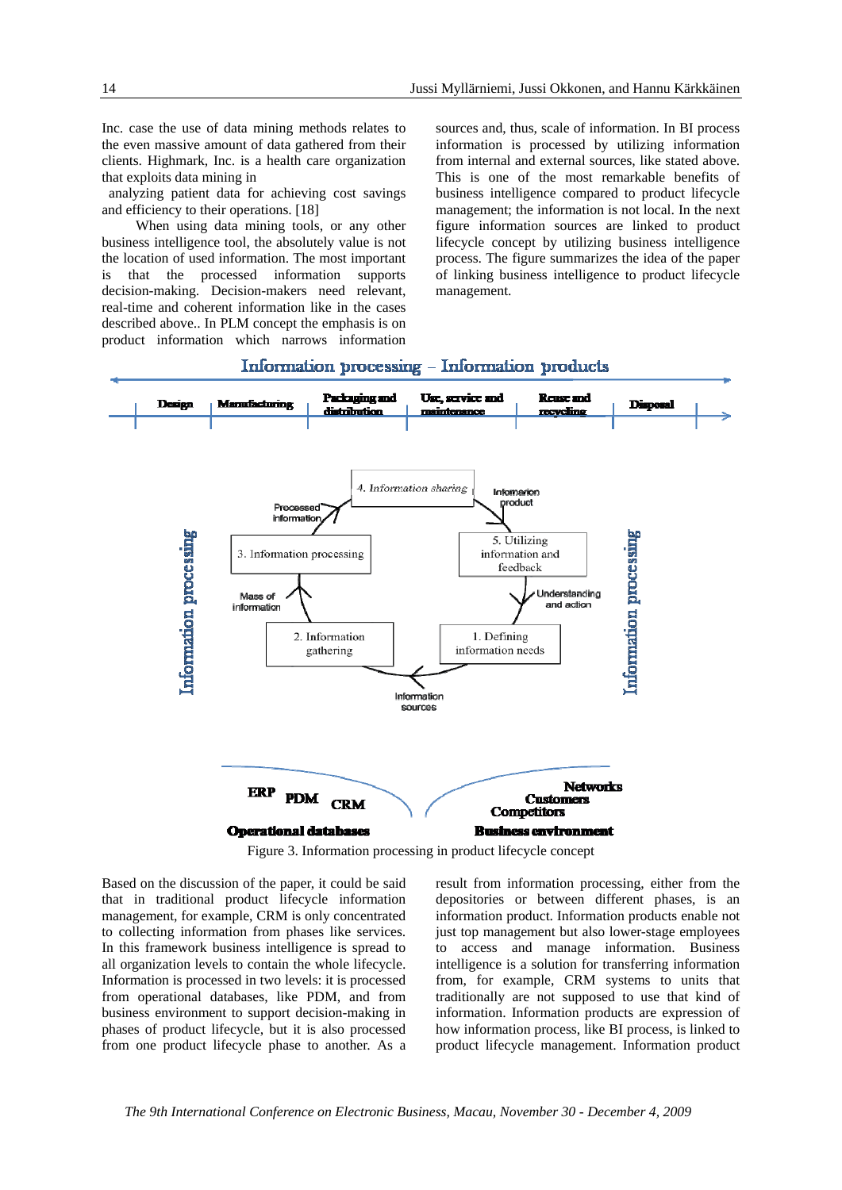Inc. case the use of data mining methods relates to the even massive amount of data gathered from their clients. Highmark, Inc. is a health care organization that exploits data mining in analyzing patient data for achieving cost savings and efficiency to their operations. [18]

When using data mining tools, or any other business intelligence tool, the absolutely value is not the location of used information. The most important is that the processed information supports decision-making. Decision-makers need relevant, real-time and coherent information like in the cases described above.. In PLM concept the emphasis is on product information which narrows information sources and, thus, scale of information. In BI process information is processed by utilizing information from internal and external sources, like stated above. This is one of the most remarkable benefits of business intelligence compared to product lifecycle management; the information is not local. In the next figure information sources are linked to product lifecycle concept by utilizing business intelligence process. The figure summarizes the idea of the paper of linking business intelligence to product lifecycle management.

Figure 3. Information processing in product lifecycle concept

Based on the discussion of the paper, it could be said that in traditional product lifecycle information management, for example, CRM is only concentrated to collecting information from phases like services. In this framework business intelligence is spread to all organization levels to contain the whole lifecycle. Information is processed in two levels: it is processed from operational databases, like PDM, and from business environment to support decision-making in phases of product lifecycle, but it is also processed from one product lifecycle phase to another. As a result from information processing, either from the depositories or between different phases, is an information product. Information products enable not just top management but also lower-stage employees to access and manage information. Business intelligence is a solution for transferring information from, for example, CRM systems to units that traditionally are not supposed to use that kind of information. Information products are expression of how information process, like BI process, is linked to product lifecycle management. Information product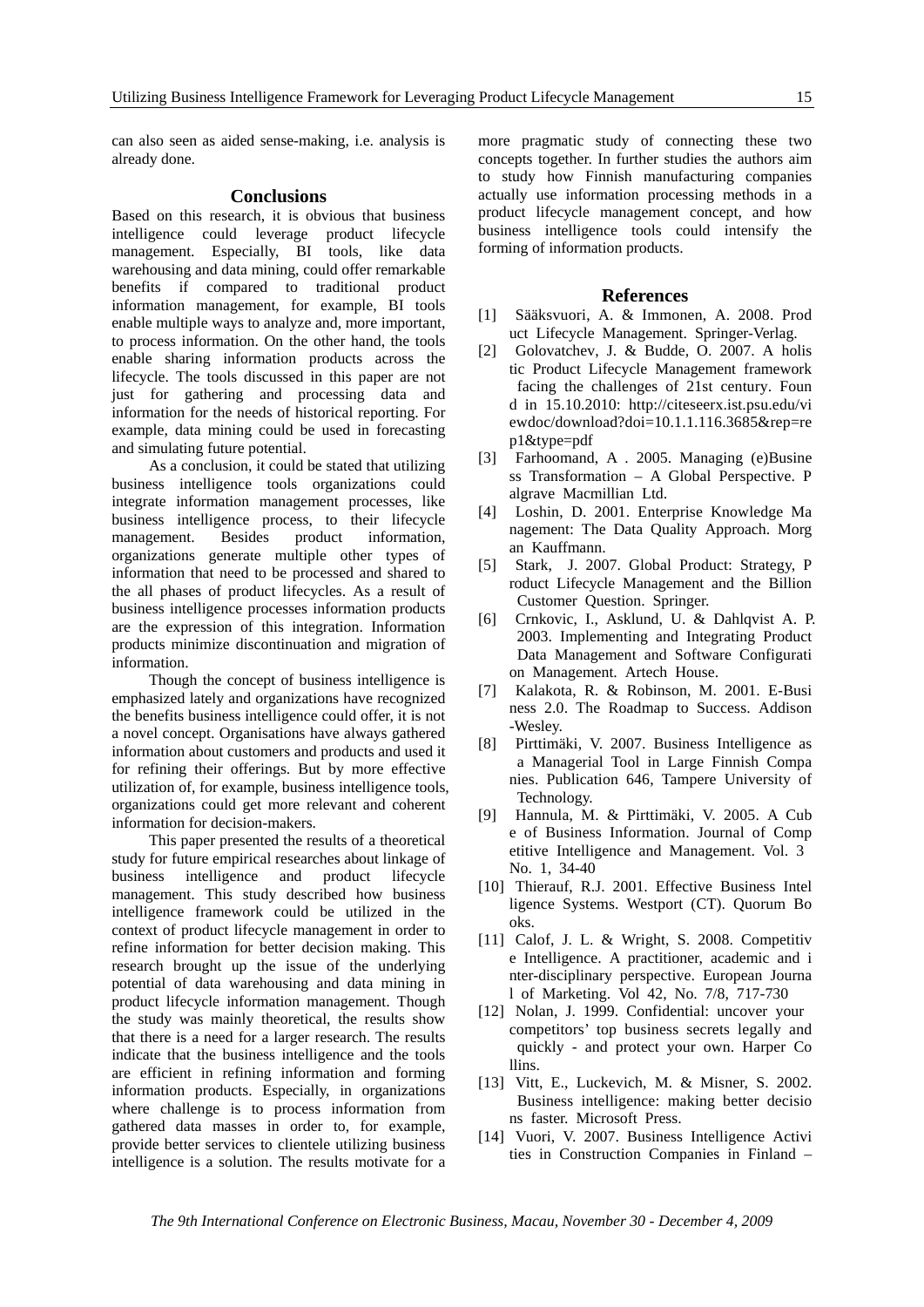can also seen as aided sense-making, i.e. analysis is already done.

## Conclusions

Based on this research, it is obvious that business intelligence could leverage product lifecycle management. Especially, BI tools, like data warehousing and data mining, could offer remarkable benefits if compared to traditional product information management, for example, BI tools enable multiple ways to analyze and, more important, to process information. On the other hand, the tools enable sharing information products across the lifecycle. The tools discussed in this paper are not just for gathering and processing data and information for the needs of historical reporting. For example, data mining could be used in forecasting and simulating future potential.

As a conclusion, it could be stated that utilizing business intelligence tools organizations could integrate information management processes, like business intelligence process, to their lifecycle management. Besides product information, organizations generate multiple other types of information that need to be processed and shared to the all phases of product lifecycles. As a result of business intelligence processes information products are the expression of this integration. Information products minimize discontinuation and migration of information.

Though the concept of business intelligence is emphasized lately and organizations have recognized the benefits business intelligence could offer, it is not a novel concept. Organisations have always gathered information about customers and products and used it for refining their offerings. But by more effective utilization of, for example, business intelligence tools, organizations could get more relevant and coherent information for decision-makers.

This paper presented the results of a theoretical study for future empirical researches about linkage of business intelligence and product lifecycle management. This study described how business intelligence framework could be utilized in the context of product lifecycle management in order to refine information for better decision making. This research brought up the issue of the underlying potential of data warehousing and data mining in product lifecycle information management. Though the study was mainly theoretical, the results show that there is a need for a larger research. The results indicate that the business intelligence and the tools are efficient in refining information and forming information products. Especially, in organizations where challenge is to process information from gathered data masses in order to, for example, provide better services to clientele utilizing business intelligence is a solution. The results motivate for a more pragmatic study of connecting these two concepts together. In further studies the authors aim to study how Finnish manufacturing companies actually use information processing methods in a product lifecycle management concept, and how business intelligence tools could intensify the forming of information products.

## References

[1] Sääksvuori, A. & Immonen, A. 2008. Product Lifecycle Management. Springer-Verlag.

[2] Golovatchev, J. & Budde, O. 2007. A holistic Product Lifecycle Management framework facing the challenges of 21st century. Found in 15.10.2010: http://citeseerx.ist.psu.edu/viewdoc/download?doi=10.1.1.116.3685&rep=rep1&type=pdf

[3] Farhoomand, A . 2005. Managing (e)Business Transformation – A Global Perspective. Palgrave Macmillian Ltd.

[4] Loshin, D. 2001. Enterprise Knowledge Management: The Data Quality Approach. Morgan Kauffmann.

[5] Stark, J. 2007. Global Product: Strategy, Product Lifecycle Management and the Billion Customer Question. Springer.

[6] Crnkovic, I., Asklund, U. & Dahlqvist A. P. 2003. Implementing and Integrating Product Data Management and Software Configuration Management. Artech House.

[7] Kalakota, R. & Robinson, M. 2001. E-Business 2.0. The Roadmap to Success. Addison-Wesley.

[8] Pirttimäki, V. 2007. Business Intelligence as a Managerial Tool in Large Finnish Companies. Publication 646, Tampere University of Technology.

[9] Hannula, M. & Pirttimäki, V. 2005. A Cube of Business Information. Journal of Competitive Intelligence and Management. Vol. 3 No. 1, 34-40

[10] Thierauf, R.J. 2001. Effective Business Intelligence Systems. Westport (CT). Quorum Books.

[11] Calof, J. L. & Wright, S. 2008. Competitive Intelligence. A practitioner, academic and inter-disciplinary perspective. European Journal of Marketing. Vol 42, No. 7/8, 717-730

[12] Nolan, J. 1999. Confidential: uncover your competitors' top business secrets legally and quickly - and protect your own. Harper Collins.

[13] Vitt, E., Luckevich, M. & Misner, S. 2002. Business intelligence: making better decisions faster. Microsoft Press.

[14] Vuori, V. 2007. Business Intelligence Activities in Construction Companies in Finland –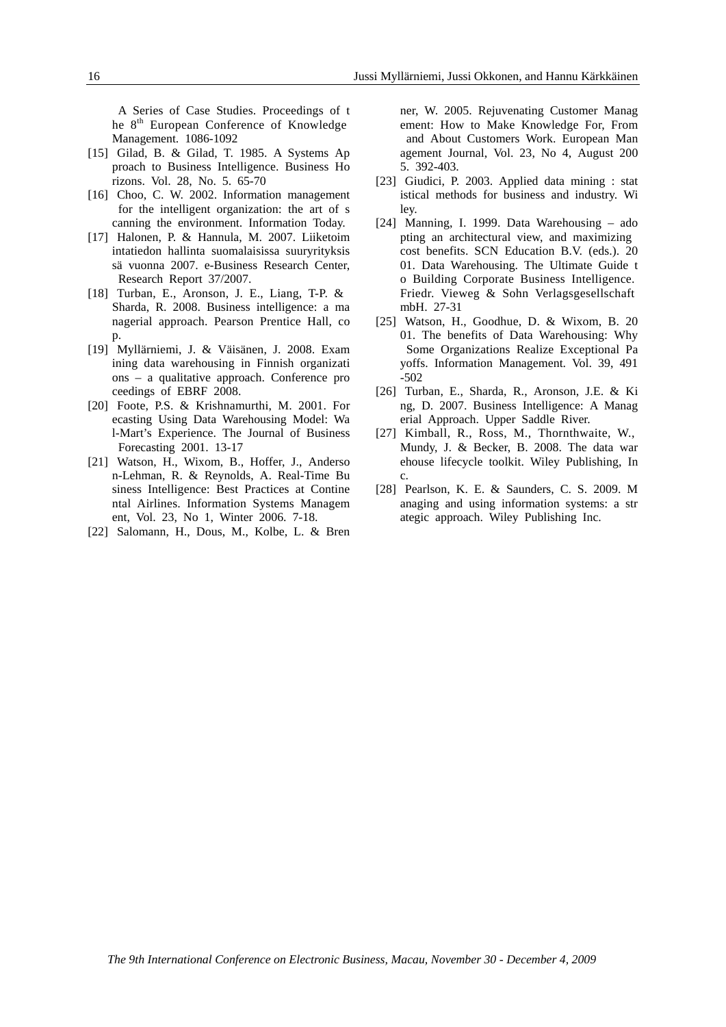A Series of Case Studies. Proceedings of the 8th European Conference of Knowledge Management. 1086-1092

[15] Gilad, B. & Gilad, T. 1985. A Systems Approach to Business Intelligence. Business Horizons. Vol. 28, No. 5. 65-70

[16] Choo, C. W. 2002. Information management for the intelligent organization: the art of scanning the environment. Information Today.

[17] Halonen, P. & Hannula, M. 2007. Liiketoimintatiedon hallinta suomalaisissa suuryrityksissä vuonna 2007. e-Business Research Center, Research Report 37/2007.

[18] Turban, E., Aronson, J. E., Liang, T-P. & Sharda, R. 2008. Business intelligence: a managerial approach. Pearson Prentice Hall, cop.

[19] Myllärniemi, J. & Väisänen, J. 2008. Examining data warehousing in Finnish organizations – a qualitative approach. Conference proceedings of EBRF 2008.

[20] Foote, P.S. & Krishnamurthi, M. 2001. Forecasting Using Data Warehousing Model: Wal-Mart's Experience. The Journal of Business Forecasting 2001. 13-17

[21] Watson, H., Wixom, B., Hoffer, J., Anderson-Lehman, R. & Reynolds, A. Real-Time Business Intelligence: Best Practices at Continental Airlines. Information Systems Management, Vol. 23, No 1, Winter 2006. 7-18.

[22] Salomann, H., Dous, M., Kolbe, L. & Brenner, W. 2005. Rejuvenating Customer Management: How to Make Knowledge For, From and About Customers Work. European Management Journal, Vol. 23, No 4, August 2005. 392-403.

[23] Giudici, P. 2003. Applied data mining : statistical methods for business and industry. Wiley.

[24] Manning, I. 1999. Data Warehousing – adopting an architectural view, and maximizing cost benefits. SCN Education B.V. (eds.). 2001. Data Warehousing. The Ultimate Guide to Building Corporate Business Intelligence. Friedr. Vieweg & Sohn Verlagsgesellschaft mbH. 27-31

[25] Watson, H., Goodhue, D. & Wixom, B. 2001. The benefits of Data Warehousing: Why Some Organizations Realize Exceptional Payoffs. Information Management. Vol. 39, 491-502

[26] Turban, E., Sharda, R., Aronson, J.E. & King, D. 2007. Business Intelligence: A Managerial Approach. Upper Saddle River.

[27] Kimball, R., Ross, M., Thornthwaite, W., Mundy, J. & Becker, B. 2008. The data warehouse lifecycle toolkit. Wiley Publishing, Inc.

[28] Pearlson, K. E. & Saunders, C. S. 2009. Managing and using information systems: a strategic approach. Wiley Publishing Inc.